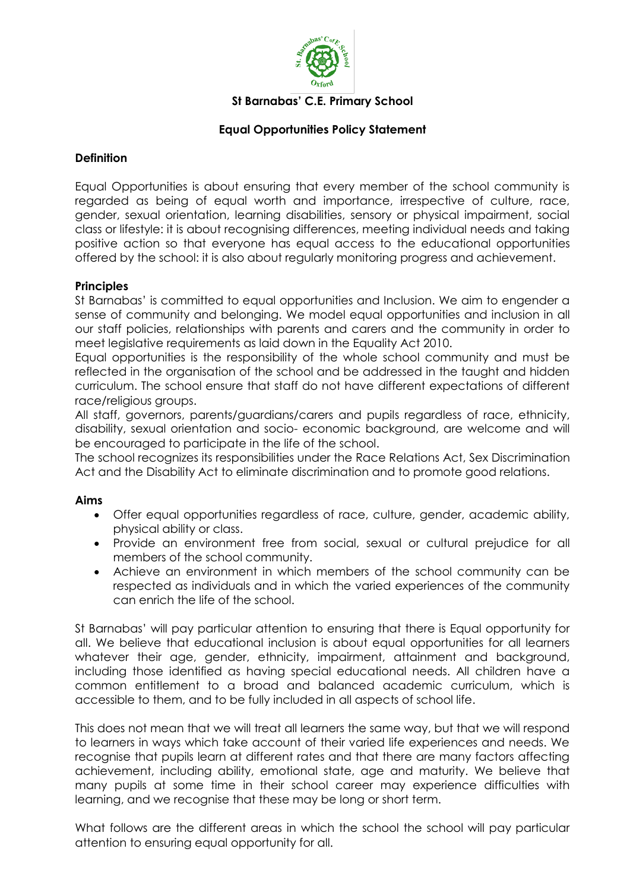# St Barnabas' C.E. Primary School

## Equal Opportunities Policy Statement

### Definition

Equal Opportunities is about ensuring that every member of the school community is regarded as being of equal worth and importance, irrespective of culture, race, gender, sexual orientation, learning disabilities, sensory or physical impairment, social class or lifestyle: it is about recognising differences, meeting individual needs and taking positive action so that everyone has equal access to the educational opportunities offered by the school: it is also about regularly monitoring progress and achievement.

### Principles

St Barnabas' is committed to equal opportunities and Inclusion. We aim to engender a sense of community and belonging. We model equal opportunities and inclusion in all our staff policies, relationships with parents and carers and the community in order to meet legislative requirements as laid down in the Equality Act 2010.

Equal opportunities is the responsibility of the whole school community and must be reflected in the organisation of the school and be addressed in the taught and hidden curriculum. The school ensure that staff do not have different expectations of different race/religious groups.

All staff, governors, parents/guardians/carers and pupils regardless of race, ethnicity, disability, sexual orientation and socio- economic background, are welcome and will be encouraged to participate in the life of the school.

The school recognizes its responsibilities under the Race Relations Act, Sex Discrimination Act and the Disability Act to eliminate discrimination and to promote good relations.

### Aims

- Offer equal opportunities regardless of race, culture, gender, academic ability, physical ability or class.
- Provide an environment free from social, sexual or cultural prejudice for all members of the school community.
- Achieve an environment in which members of the school community can be respected as individuals and in which the varied experiences of the community can enrich the life of the school.

St Barnabas' will pay particular attention to ensuring that there is Equal opportunity for all. We believe that educational inclusion is about equal opportunities for all learners whatever their age, gender, ethnicity, impairment, attainment and background, including those identified as having special educational needs. All children have a common entitlement to a broad and balanced academic curriculum, which is accessible to them, and to be fully included in all aspects of school life.

This does not mean that we will treat all learners the same way, but that we will respond to learners in ways which take account of their varied life experiences and needs. We recognise that pupils learn at different rates and that there are many factors affecting achievement, including ability, emotional state, age and maturity. We believe that many pupils at some time in their school career may experience difficulties with learning, and we recognise that these may be long or short term.

What follows are the different areas in which the school the school will pay particular attention to ensuring equal opportunity for all.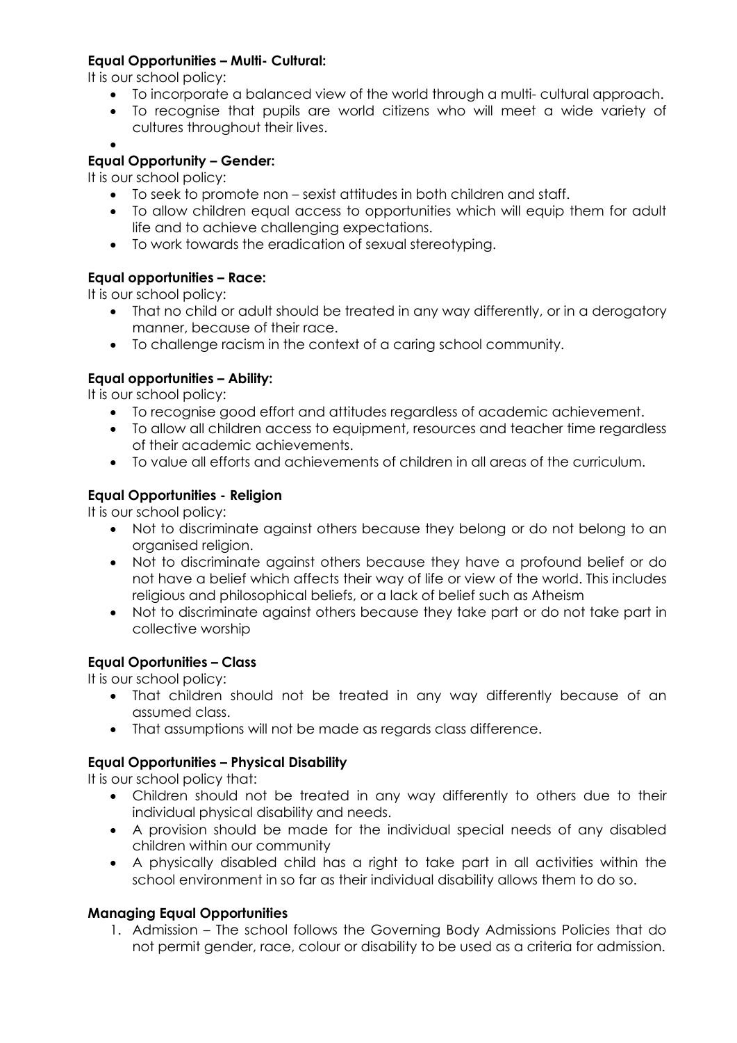**Equal Opportunities – Multi- Cultural:**

It is our school policy:

- To incorporate a balanced view of the world through a multi- cultural approach.
- To recognise that pupils are world citizens who will meet a wide variety of cultures throughout their lives.
- 

**Equal Opportunity – Gender:**

It is our school policy:

- To seek to promote non – sexist attitudes in both children and staff.
- To allow children equal access to opportunities which will equip them for adult life and to achieve challenging expectations.
- To work towards the eradication of sexual stereotyping.

**Equal opportunities – Race:**

It is our school policy:

- That no child or adult should be treated in any way differently, or in a derogatory manner, because of their race.
- To challenge racism in the context of a caring school community.

**Equal opportunities – Ability:**

It is our school policy:

- To recognise good effort and attitudes regardless of academic achievement.
- To allow all children access to equipment, resources and teacher time regardless of their academic achievements.
- To value all efforts and achievements of children in all areas of the curriculum.

**Equal Opportunities - Religion**

It is our school policy:

- Not to discriminate against others because they belong or do not belong to an organised religion.
- Not to discriminate against others because they have a profound belief or do not have a belief which affects their way of life or view of the world. This includes religious and philosophical beliefs, or a lack of belief such as Atheism
- Not to discriminate against others because they take part or do not take part in collective worship

**Equal Oportunities – Class**

It is our school policy:

- That children should not be treated in any way differently because of an assumed class.
- That assumptions will not be made as regards class difference.

**Equal Opportunities – Physical Disability**

It is our school policy that:

- Children should not be treated in any way differently to others due to their individual physical disability and needs.
- A provision should be made for the individual special needs of any disabled children within our community
- A physically disabled child has a right to take part in all activities within the school environment in so far as their individual disability allows them to do so.

**Managing Equal Opportunities**

1. Admission – The school follows the Governing Body Admissions Policies that do not permit gender, race, colour or disability to be used as a criteria for admission.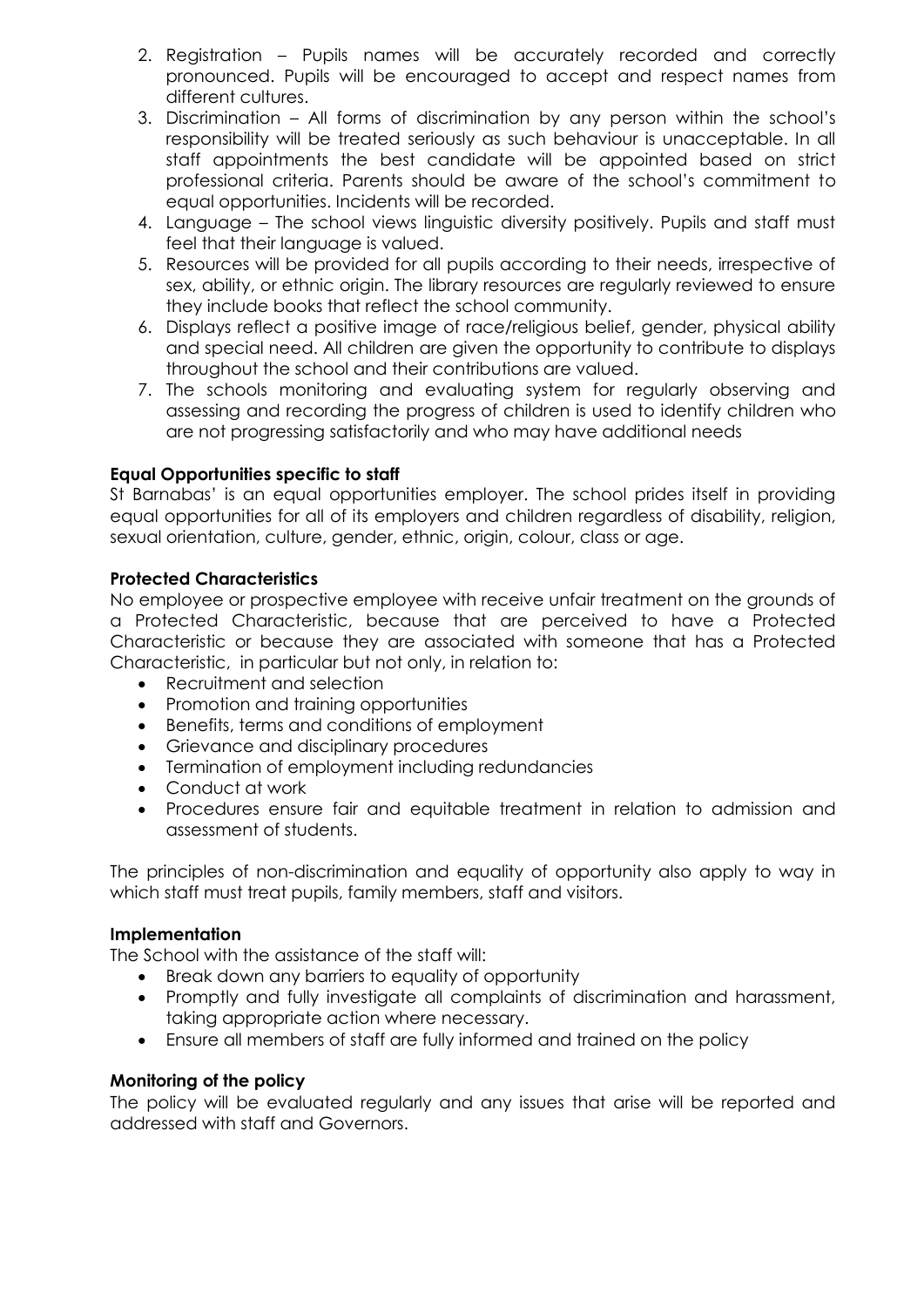2. Registration – Pupils names will be accurately recorded and correctly pronounced. Pupils will be encouraged to accept and respect names from different cultures.
3. Discrimination – All forms of discrimination by any person within the school's responsibility will be treated seriously as such behaviour is unacceptable. In all staff appointments the best candidate will be appointed based on strict professional criteria. Parents should be aware of the school's commitment to equal opportunities. Incidents will be recorded.
4. Language – The school views linguistic diversity positively. Pupils and staff must feel that their language is valued.
5. Resources will be provided for all pupils according to their needs, irrespective of sex, ability, or ethnic origin. The library resources are regularly reviewed to ensure they include books that reflect the school community.
6. Displays reflect a positive image of race/religious belief, gender, physical ability and special need. All children are given the opportunity to contribute to displays throughout the school and their contributions are valued.
7. The schools monitoring and evaluating system for regularly observing and assessing and recording the progress of children is used to identify children who are not progressing satisfactorily and who may have additional needs

**Equal Opportunities specific to staff**

St Barnabas' is an equal opportunities employer. The school prides itself in providing equal opportunities for all of its employers and children regardless of disability, religion, sexual orientation, culture, gender, ethnic, origin, colour, class or age.

**Protected Characteristics**

No employee or prospective employee with receive unfair treatment on the grounds of a Protected Characteristic, because that are perceived to have a Protected Characteristic or because they are associated with someone that has a Protected Characteristic, in particular but not only, in relation to:

- Recruitment and selection
- Promotion and training opportunities
- Benefits, terms and conditions of employment
- Grievance and disciplinary procedures
- Termination of employment including redundancies
- Conduct at work
- Procedures ensure fair and equitable treatment in relation to admission and assessment of students.

The principles of non-discrimination and equality of opportunity also apply to way in which staff must treat pupils, family members, staff and visitors.

**Implementation**

The School with the assistance of the staff will:

- Break down any barriers to equality of opportunity
- Promptly and fully investigate all complaints of discrimination and harassment, taking appropriate action where necessary.
- Ensure all members of staff are fully informed and trained on the policy

**Monitoring of the policy**

The policy will be evaluated regularly and any issues that arise will be reported and addressed with staff and Governors.